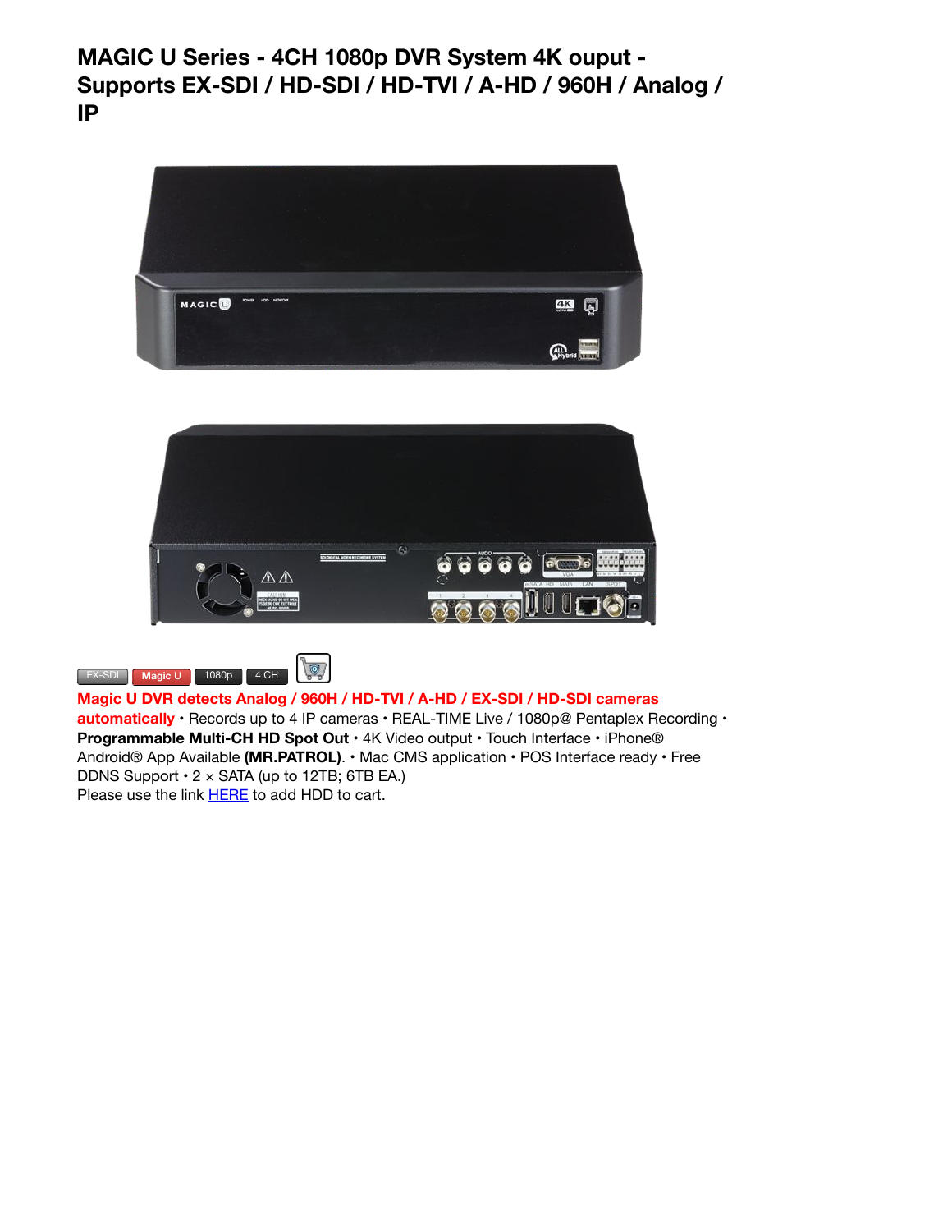# MAGIC U Series - 4CH 1080p DVR System 4K ouput - Supports EX-SDI / HD-SDI / HD-TVI / A-HD / 960H / Analog / IP

EX-SDI | Magic U | 1080p | 4 CH

**Magic U DVR detects Analog / 960H / HD-TVI / A-HD / EX-SDI / HD-SDI cameras automatically** • Records up to 4 IP cameras • REAL-TIME Live / 1080p@ Pentaplex Recording • **Programmable Multi-CH HD Spot Out** • 4K Video output • Touch Interface • iPhone® Android® App Available **(MR.PATROL)**. • Mac CMS application • POS Interface ready • Free DDNS Support • 2 × SATA (up to 12TB; 6TB EA.)

Please use the link HERE to add HDD to cart.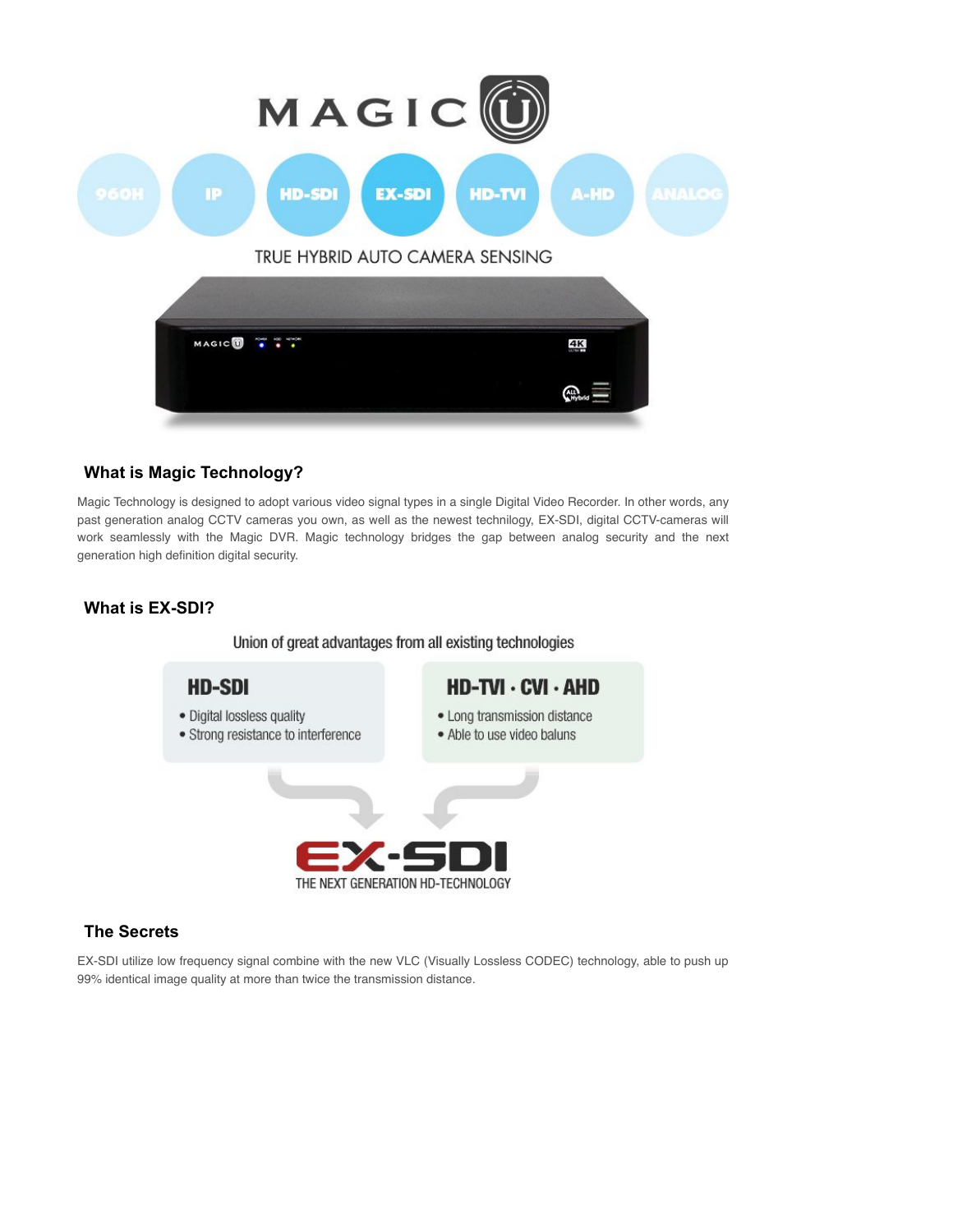MAGIC

960H IP HD-SDI EX-SDI HD-TVI A-HD ANALOG

TRUE HYBRID AUTO CAMERA SENSING

## What is Magic Technology?

Magic Technology is designed to adopt various video signal types in a single Digital Video Recorder. In other words, any past generation analog CCTV cameras you own, as well as the newest technility, EX-SDI, digital CCTV-cameras will work seamlessly with the Magic DVR. Magic technology bridges the gap between analog security and the next generation high definition digital security.

## What is EX-SDI?

Union of great advantages from all existing technologies

**HD-SDI**

- Digital lossless quality
- Strong resistance to interference

**HD-TVI · CVI · AHD**

- Long transmission distance
- Able to use video baluns

**EX-SDI**

THE NEXT GENERATION HD-TECHNOLOGY

## The Secrets

EX-SDI utilize low frequency signal combine with the new VLC (Visually Lossless CODEC) technology, able to push up 99% identical image quality at more than twice the transmission distance.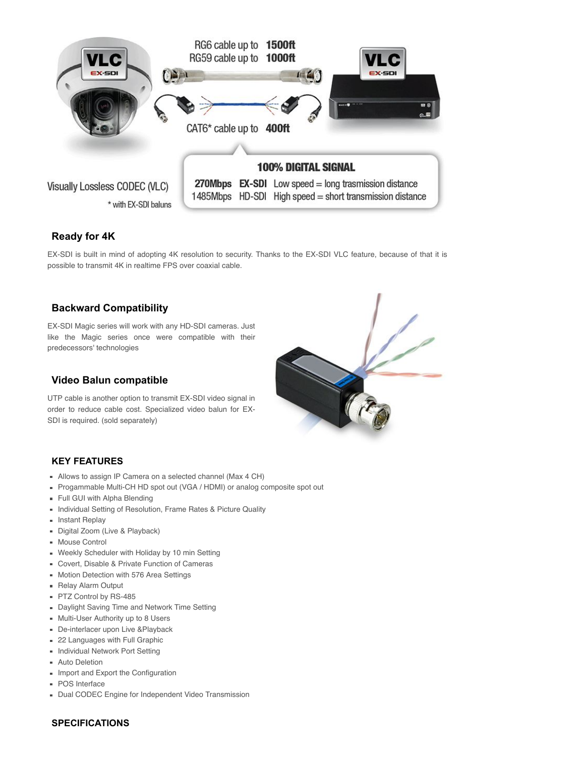RG6 cable up to **1500ft**
RG59 cable up to **1000ft**

CAT6* cable up to **400ft**

Visually Lossless CODEC (VLC)

* with EX-SDI baluns

**100% DIGITAL SIGNAL**

**270Mbps** **EX-SDI** Low speed = long trasmission distance
1485Mbps HD-SDI High speed = short transmission distance

### Ready for 4K

EX-SDI is built in mind of adopting 4K resolution to security. Thanks to the EX-SDI VLC feature, because of that it is possible to transmit 4K in realtime FPS over coaxial cable.

### Backward Compatibility

EX-SDI Magic series will work with any HD-SDI cameras. Just like the Magic series once were compatible with their predecessors' technologies

### Video Balun compatible

UTP cable is another option to transmit EX-SDI video signal in order to reduce cable cost. Specialized video balun for EX-SDI is required. (sold separately)

### KEY FEATURES

- Allows to assign IP Camera on a selected channel (Max 4 CH)
- Progammable Multi-CH HD spot out (VGA / HDMI) or analog composite spot out
- Full GUI with Alpha Blending
- Individual Setting of Resolution, Frame Rates & Picture Quality
- Instant Replay
- Digital Zoom (Live & Playback)
- Mouse Control
- Weekly Scheduler with Holiday by 10 min Setting
- Covert, Disable & Private Function of Cameras
- Motion Detection with 576 Area Settings
- Relay Alarm Output
- PTZ Control by RS-485
- Daylight Saving Time and Network Time Setting
- Multi-User Authority up to 8 Users
- De-interlacer upon Live &Playback
- 22 Languages with Full Graphic
- Individual Network Port Setting
- Auto Deletion
- Import and Export the Configuration
- POS Interface
- Dual CODEC Engine for Independent Video Transmission

### SPECIFICATIONS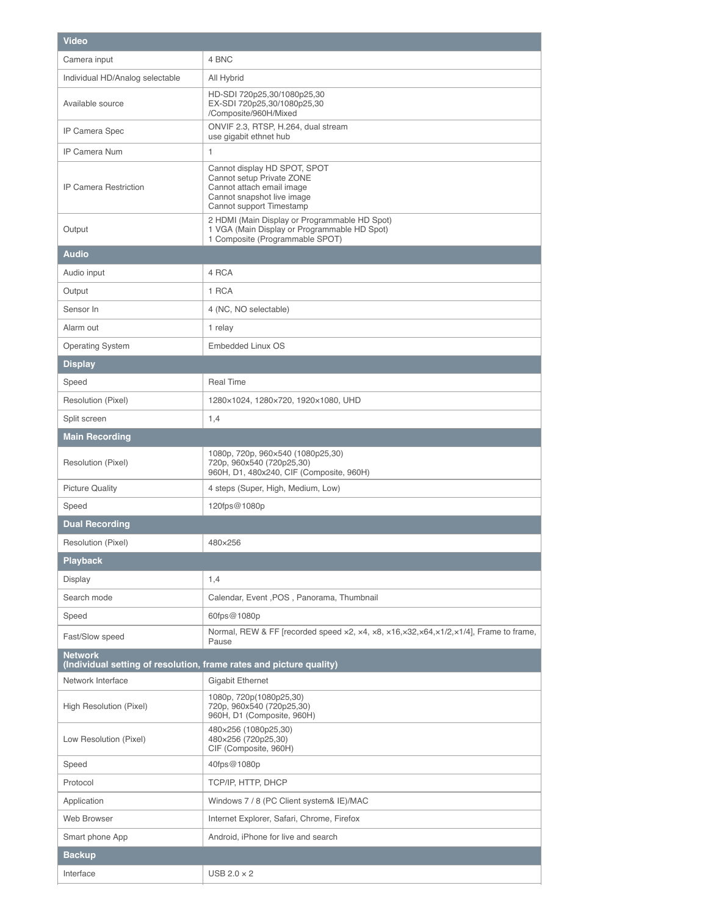| Video | |
|---|---|
| Camera input | 4 BNC |
| Individual HD/Analog selectable | All Hybrid |
| Available source | HD-SDI 720p25,30/1080p25,30<br>EX-SDI 720p25,30/1080p25,30<br>/Composite/960H/Mixed |
| IP Camera Spec | ONVIF 2.3, RTSP, H.264, dual stream<br>use gigabit ethnet hub |
| IP Camera Num | 1 |
| IP Camera Restriction | Cannot display HD SPOT, SPOT<br>Cannot setup Private ZONE<br>Cannot attach email image<br>Cannot snapshot live image<br>Cannot support Timestamp |
| Output | 2 HDMI (Main Display or Programmable HD Spot)<br>1 VGA (Main Display or Programmable HD Spot)<br>1 Composite (Programmable SPOT) |
| **Audio** | |
| Audio input | 4 RCA |
| Output | 1 RCA |
| Sensor In | 4 (NC, NO selectable) |
| Alarm out | 1 relay |
| Operating System | Embedded Linux OS |
| **Display** | |
| Speed | Real Time |
| Resolution (Pixel) | 1280×1024, 1280×720, 1920×1080, UHD |
| Split screen | 1,4 |
| **Main Recording** | |
| Resolution (Pixel) | 1080p, 720p, 960×540 (1080p25,30)<br>720p, 960x540 (720p25,30)<br>960H, D1, 480x240, CIF (Composite, 960H) |
| Picture Quality | 4 steps (Super, High, Medium, Low) |
| Speed | 120fps@1080p |
| **Dual Recording** | |
| Resolution (Pixel) | 480×256 |
| **Playback** | |
| Display | 1,4 |
| Search mode | Calendar, Event ,POS , Panorama, Thumbnail |
| Speed | 60fps@1080p |
| Fast/Slow speed | Normal, REW & FF [recorded speed ×2, ×4, ×8, ×16,×32,×64,×1/2,×1/4], Frame to frame, Pause |
| **Network (Individual setting of resolution, frame rates and picture quality)** | |
| Network Interface | Gigabit Ethernet |
| High Resolution (Pixel) | 1080p, 720p(1080p25,30)<br>720p, 960x540 (720p25,30)<br>960H, D1 (Composite, 960H) |
| Low Resolution (Pixel) | 480×256 (1080p25,30)<br>480×256 (720p25,30)<br>CIF (Composite, 960H) |
| Speed | 40fps@1080p |
| Protocol | TCP/IP, HTTP, DHCP |
| Application | Windows 7 / 8 (PC Client system& IE)/MAC |
| Web Browser | Internet Explorer, Safari, Chrome, Firefox |
| Smart phone App | Android, iPhone for live and search |
| **Backup** | |
| Interface | USB 2.0 × 2 |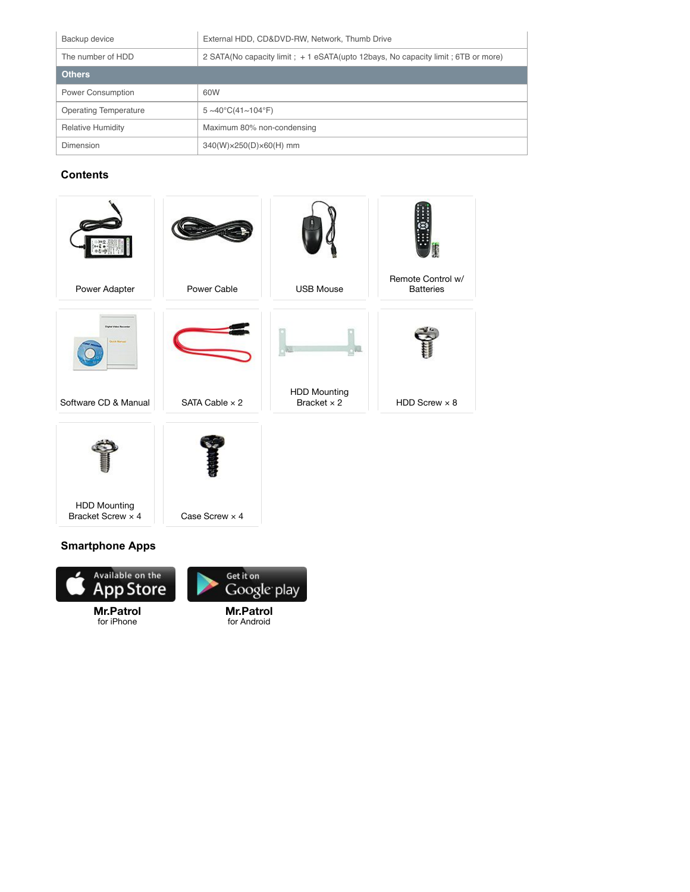| | |
|---|---|
| Backup device | External HDD, CD&DVD-RW, Network, Thumb Drive |
| The number of HDD | 2 SATA(No capacity limit ; + 1 eSATA(upto 12bays, No capacity limit ; 6TB or more) |
| **Others** | |
| Power Consumption | 60W |
| Operating Temperature | 5 ~40°C(41~104°F) |
| Relative Humidity | Maximum 80% non-condensing |
| Dimension | 340(W)x250(D)x60(H) mm |

## Contents

Power Adapter

Power Cable

USB Mouse

Remote Control w/ Batteries

Software CD & Manual

SATA Cable × 2

HDD Mounting Bracket × 2

HDD Screw × 8

HDD Mounting Bracket Screw × 4

Case Screw × 4

## Smartphone Apps

Available on the App Store

**Mr.Patrol**
for iPhone

Get it on Google play

**Mr.Patrol**
for Android